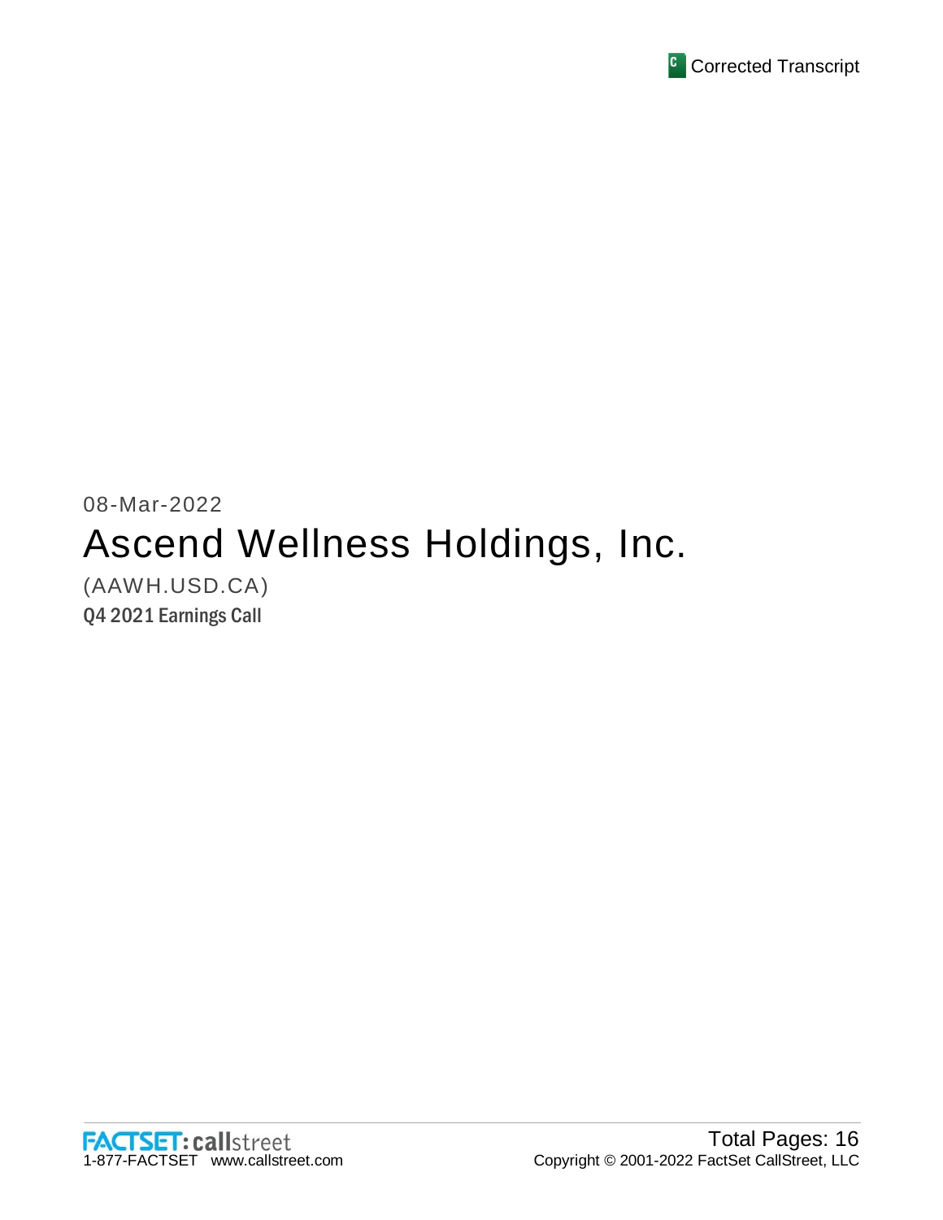Corrected Transcript

08-Mar-2022

# Ascend Wellness Holdings, Inc.

(AAWH.USD.CA)

**Q4 2021 Earnings Call**

FACTSET: callstreet
1-877-FACTSET www.callstreet.com

Total Pages: 16
Copyright © 2001-2022 FactSet CallStreet, LLC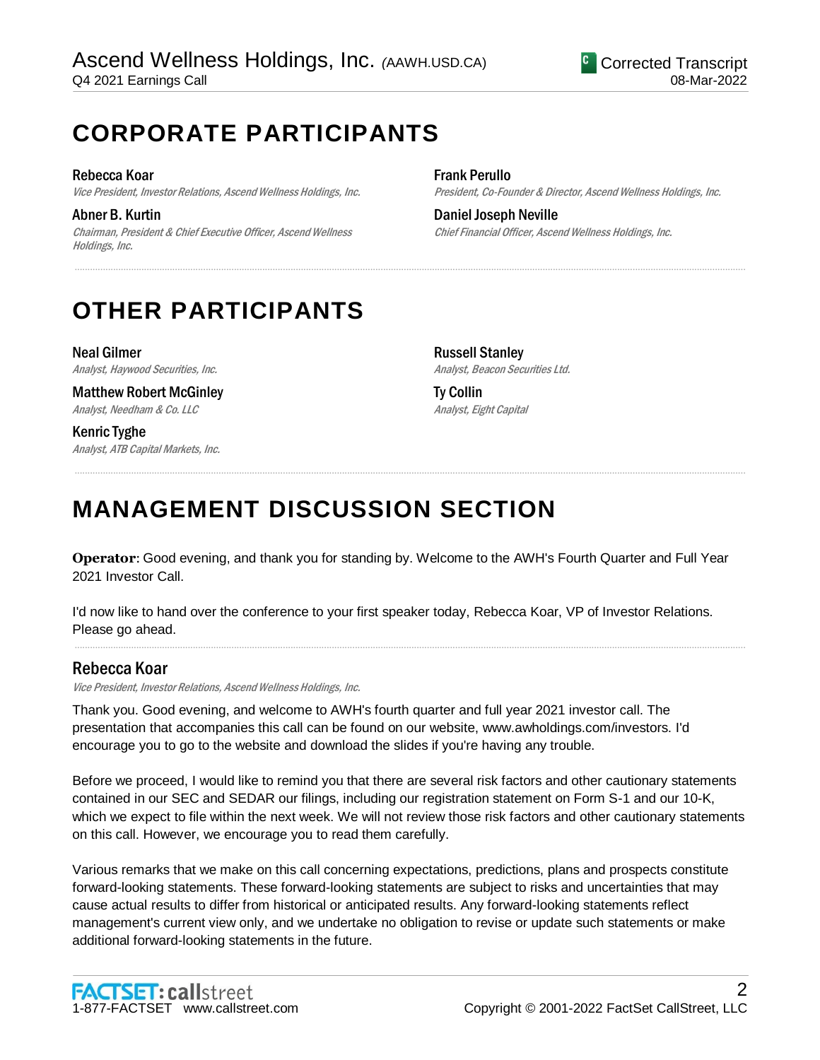# CORPORATE PARTICIPANTS

**Rebecca Koar**
*Vice President, Investor Relations, Ascend Wellness Holdings, Inc.*

**Abner B. Kurtin**
*Chairman, President & Chief Executive Officer, Ascend Wellness Holdings, Inc.*

**Frank Perullo**
*President, Co-Founder & Director, Ascend Wellness Holdings, Inc.*

**Daniel Joseph Neville**
*Chief Financial Officer, Ascend Wellness Holdings, Inc.*

# OTHER PARTICIPANTS

**Neal Gilmer**
*Analyst, Haywood Securities, Inc.*

**Matthew Robert McGinley**
*Analyst, Needham & Co. LLC*

**Kenric Tyghe**
*Analyst, ATB Capital Markets, Inc.*

**Russell Stanley**
*Analyst, Beacon Securities Ltd.*

**Ty Collin**
*Analyst, Eight Capital*

# MANAGEMENT DISCUSSION SECTION

**Operator**: Good evening, and thank you for standing by. Welcome to the AWH's Fourth Quarter and Full Year 2021 Investor Call.

I'd now like to hand over the conference to your first speaker today, Rebecca Koar, VP of Investor Relations. Please go ahead.

## Rebecca Koar

*Vice President, Investor Relations, Ascend Wellness Holdings, Inc.*

Thank you. Good evening, and welcome to AWH's fourth quarter and full year 2021 investor call. The presentation that accompanies this call can be found on our website, www.awholdings.com/investors. I'd encourage you to go to the website and download the slides if you're having any trouble.

Before we proceed, I would like to remind you that there are several risk factors and other cautionary statements contained in our SEC and SEDAR our filings, including our registration statement on Form S-1 and our 10-K, which we expect to file within the next week. We will not review those risk factors and other cautionary statements on this call. However, we encourage you to read them carefully.

Various remarks that we make on this call concerning expectations, predictions, plans and prospects constitute forward-looking statements. These forward-looking statements are subject to risks and uncertainties that may cause actual results to differ from historical or anticipated results. Any forward-looking statements reflect management's current view only, and we undertake no obligation to revise or update such statements or make additional forward-looking statements in the future.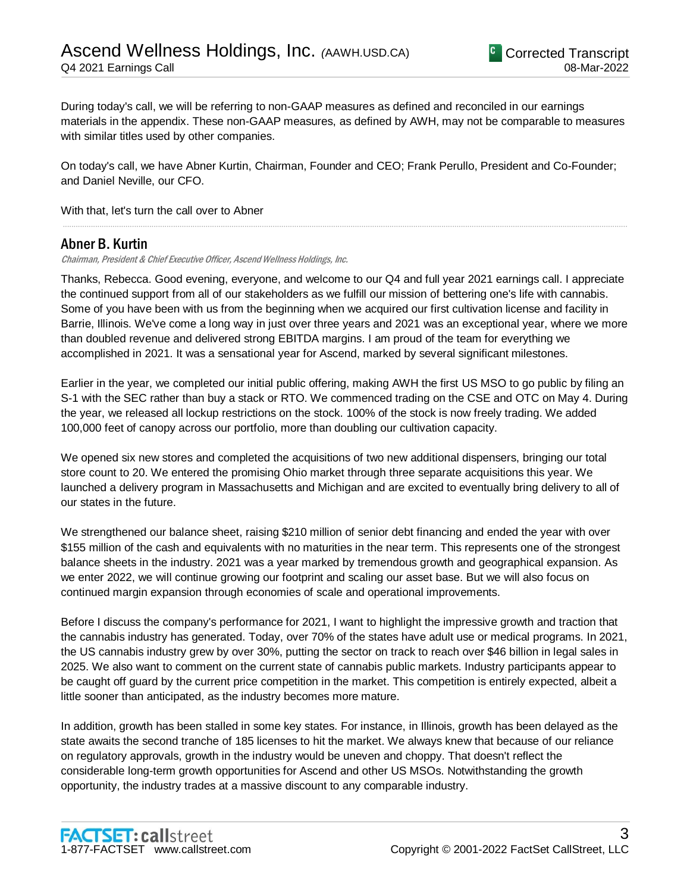During today's call, we will be referring to non-GAAP measures as defined and reconciled in our earnings materials in the appendix. These non-GAAP measures, as defined by AWH, may not be comparable to measures with similar titles used by other companies.

On today's call, we have Abner Kurtin, Chairman, Founder and CEO; Frank Perullo, President and Co-Founder; and Daniel Neville, our CFO.

With that, let's turn the call over to Abner

---

## Abner B. Kurtin

*Chairman, President & Chief Executive Officer, Ascend Wellness Holdings, Inc.*

Thanks, Rebecca. Good evening, everyone, and welcome to our Q4 and full year 2021 earnings call. I appreciate the continued support from all of our stakeholders as we fulfill our mission of bettering one's life with cannabis. Some of you have been with us from the beginning when we acquired our first cultivation license and facility in Barrie, Illinois. We've come a long way in just over three years and 2021 was an exceptional year, where we more than doubled revenue and delivered strong EBITDA margins. I am proud of the team for everything we accomplished in 2021. It was a sensational year for Ascend, marked by several significant milestones.

Earlier in the year, we completed our initial public offering, making AWH the first US MSO to go public by filing an S-1 with the SEC rather than buy a stack or RTO. We commenced trading on the CSE and OTC on May 4. During the year, we released all lockup restrictions on the stock. 100% of the stock is now freely trading. We added 100,000 feet of canopy across our portfolio, more than doubling our cultivation capacity.

We opened six new stores and completed the acquisitions of two new additional dispensers, bringing our total store count to 20. We entered the promising Ohio market through three separate acquisitions this year. We launched a delivery program in Massachusetts and Michigan and are excited to eventually bring delivery to all of our states in the future.

We strengthened our balance sheet, raising $210 million of senior debt financing and ended the year with over $155 million of the cash and equivalents with no maturities in the near term. This represents one of the strongest balance sheets in the industry. 2021 was a year marked by tremendous growth and geographical expansion. As we enter 2022, we will continue growing our footprint and scaling our asset base. But we will also focus on continued margin expansion through economies of scale and operational improvements.

Before I discuss the company's performance for 2021, I want to highlight the impressive growth and traction that the cannabis industry has generated. Today, over 70% of the states have adult use or medical programs. In 2021, the US cannabis industry grew by over 30%, putting the sector on track to reach over $46 billion in legal sales in 2025. We also want to comment on the current state of cannabis public markets. Industry participants appear to be caught off guard by the current price competition in the market. This competition is entirely expected, albeit a little sooner than anticipated, as the industry becomes more mature.

In addition, growth has been stalled in some key states. For instance, in Illinois, growth has been delayed as the state awaits the second tranche of 185 licenses to hit the market. We always knew that because of our reliance on regulatory approvals, growth in the industry would be uneven and choppy. That doesn't reflect the considerable long-term growth opportunities for Ascend and other US MSOs. Notwithstanding the growth opportunity, the industry trades at a massive discount to any comparable industry.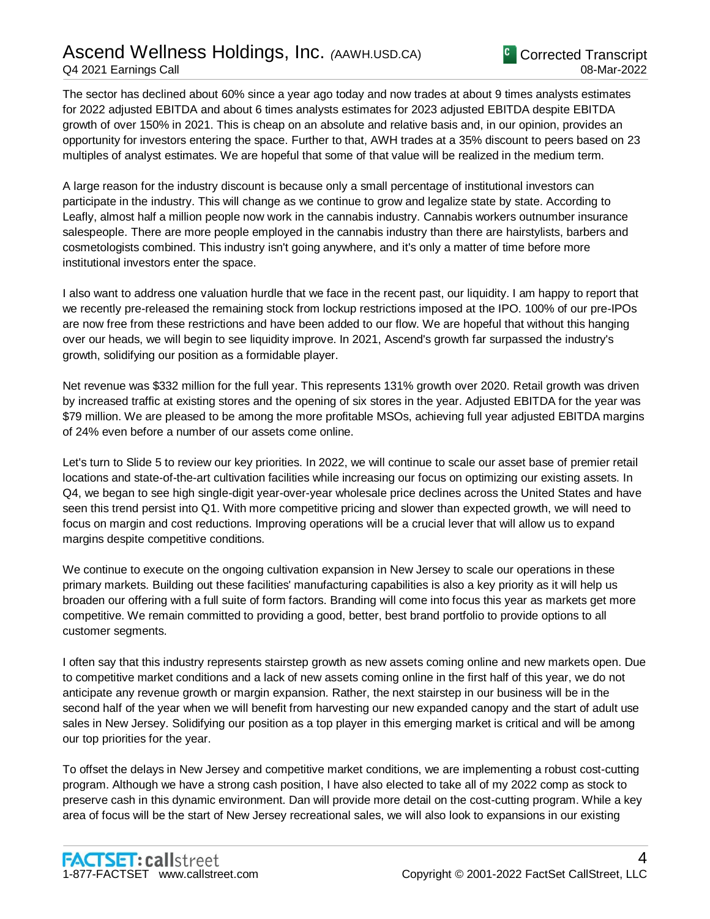The sector has declined about 60% since a year ago today and now trades at about 9 times analysts estimates for 2022 adjusted EBITDA and about 6 times analysts estimates for 2023 adjusted EBITDA despite EBITDA growth of over 150% in 2021. This is cheap on an absolute and relative basis and, in our opinion, provides an opportunity for investors entering the space. Further to that, AWH trades at a 35% discount to peers based on 23 multiples of analyst estimates. We are hopeful that some of that value will be realized in the medium term.

A large reason for the industry discount is because only a small percentage of institutional investors can participate in the industry. This will change as we continue to grow and legalize state by state. According to Leafly, almost half a million people now work in the cannabis industry. Cannabis workers outnumber insurance salespeople. There are more people employed in the cannabis industry than there are hairstylists, barbers and cosmetologists combined. This industry isn't going anywhere, and it's only a matter of time before more institutional investors enter the space.

I also want to address one valuation hurdle that we face in the recent past, our liquidity. I am happy to report that we recently pre-released the remaining stock from lockup restrictions imposed at the IPO. 100% of our pre-IPOs are now free from these restrictions and have been added to our flow. We are hopeful that without this hanging over our heads, we will begin to see liquidity improve. In 2021, Ascend's growth far surpassed the industry's growth, solidifying our position as a formidable player.

Net revenue was $332 million for the full year. This represents 131% growth over 2020. Retail growth was driven by increased traffic at existing stores and the opening of six stores in the year. Adjusted EBITDA for the year was $79 million. We are pleased to be among the more profitable MSOs, achieving full year adjusted EBITDA margins of 24% even before a number of our assets come online.

Let's turn to Slide 5 to review our key priorities. In 2022, we will continue to scale our asset base of premier retail locations and state-of-the-art cultivation facilities while increasing our focus on optimizing our existing assets. In Q4, we began to see high single-digit year-over-year wholesale price declines across the United States and have seen this trend persist into Q1. With more competitive pricing and slower than expected growth, we will need to focus on margin and cost reductions. Improving operations will be a crucial lever that will allow us to expand margins despite competitive conditions.

We continue to execute on the ongoing cultivation expansion in New Jersey to scale our operations in these primary markets. Building out these facilities' manufacturing capabilities is also a key priority as it will help us broaden our offering with a full suite of form factors. Branding will come into focus this year as markets get more competitive. We remain committed to providing a good, better, best brand portfolio to provide options to all customer segments.

I often say that this industry represents stairstep growth as new assets coming online and new markets open. Due to competitive market conditions and a lack of new assets coming online in the first half of this year, we do not anticipate any revenue growth or margin expansion. Rather, the next stairstep in our business will be in the second half of the year when we will benefit from harvesting our new expanded canopy and the start of adult use sales in New Jersey. Solidifying our position as a top player in this emerging market is critical and will be among our top priorities for the year.

To offset the delays in New Jersey and competitive market conditions, we are implementing a robust cost-cutting program. Although we have a strong cash position, I have also elected to take all of my 2022 comp as stock to preserve cash in this dynamic environment. Dan will provide more detail on the cost-cutting program. While a key area of focus will be the start of New Jersey recreational sales, we will also look to expansions in our existing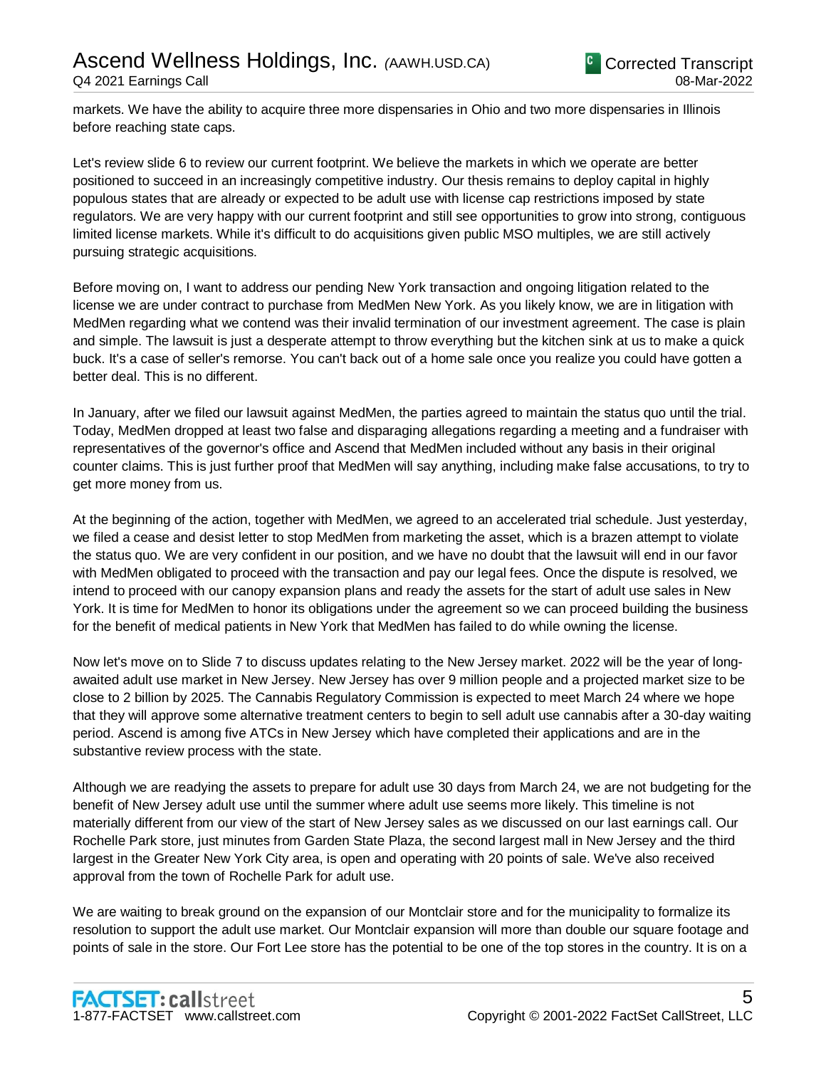markets. We have the ability to acquire three more dispensaries in Ohio and two more dispensaries in Illinois before reaching state caps.

Let's review slide 6 to review our current footprint. We believe the markets in which we operate are better positioned to succeed in an increasingly competitive industry. Our thesis remains to deploy capital in highly populous states that are already or expected to be adult use with license cap restrictions imposed by state regulators. We are very happy with our current footprint and still see opportunities to grow into strong, contiguous limited license markets. While it's difficult to do acquisitions given public MSO multiples, we are still actively pursuing strategic acquisitions.

Before moving on, I want to address our pending New York transaction and ongoing litigation related to the license we are under contract to purchase from MedMen New York. As you likely know, we are in litigation with MedMen regarding what we contend was their invalid termination of our investment agreement. The case is plain and simple. The lawsuit is just a desperate attempt to throw everything but the kitchen sink at us to make a quick buck. It's a case of seller's remorse. You can't back out of a home sale once you realize you could have gotten a better deal. This is no different.

In January, after we filed our lawsuit against MedMen, the parties agreed to maintain the status quo until the trial. Today, MedMen dropped at least two false and disparaging allegations regarding a meeting and a fundraiser with representatives of the governor's office and Ascend that MedMen included without any basis in their original counter claims. This is just further proof that MedMen will say anything, including make false accusations, to try to get more money from us.

At the beginning of the action, together with MedMen, we agreed to an accelerated trial schedule. Just yesterday, we filed a cease and desist letter to stop MedMen from marketing the asset, which is a brazen attempt to violate the status quo. We are very confident in our position, and we have no doubt that the lawsuit will end in our favor with MedMen obligated to proceed with the transaction and pay our legal fees. Once the dispute is resolved, we intend to proceed with our canopy expansion plans and ready the assets for the start of adult use sales in New York. It is time for MedMen to honor its obligations under the agreement so we can proceed building the business for the benefit of medical patients in New York that MedMen has failed to do while owning the license.

Now let's move on to Slide 7 to discuss updates relating to the New Jersey market. 2022 will be the year of long-awaited adult use market in New Jersey. New Jersey has over 9 million people and a projected market size to be close to 2 billion by 2025. The Cannabis Regulatory Commission is expected to meet March 24 where we hope that they will approve some alternative treatment centers to begin to sell adult use cannabis after a 30-day waiting period. Ascend is among five ATCs in New Jersey which have completed their applications and are in the substantive review process with the state.

Although we are readying the assets to prepare for adult use 30 days from March 24, we are not budgeting for the benefit of New Jersey adult use until the summer where adult use seems more likely. This timeline is not materially different from our view of the start of New Jersey sales as we discussed on our last earnings call. Our Rochelle Park store, just minutes from Garden State Plaza, the second largest mall in New Jersey and the third largest in the Greater New York City area, is open and operating with 20 points of sale. We've also received approval from the town of Rochelle Park for adult use.

We are waiting to break ground on the expansion of our Montclair store and for the municipality to formalize its resolution to support the adult use market. Our Montclair expansion will more than double our square footage and points of sale in the store. Our Fort Lee store has the potential to be one of the top stores in the country. It is on a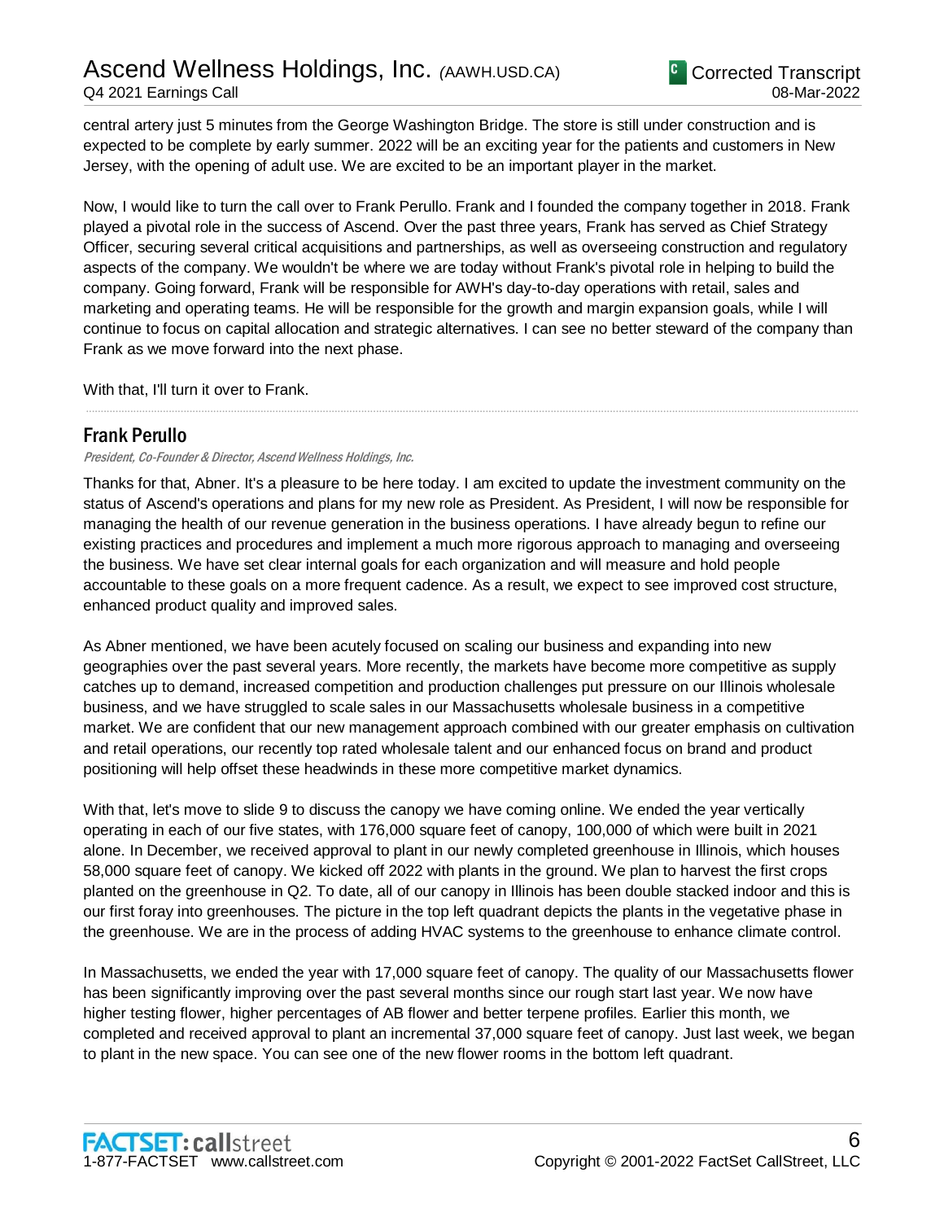central artery just 5 minutes from the George Washington Bridge. The store is still under construction and is expected to be complete by early summer. 2022 will be an exciting year for the patients and customers in New Jersey, with the opening of adult use. We are excited to be an important player in the market.

Now, I would like to turn the call over to Frank Perullo. Frank and I founded the company together in 2018. Frank played a pivotal role in the success of Ascend. Over the past three years, Frank has served as Chief Strategy Officer, securing several critical acquisitions and partnerships, as well as overseeing construction and regulatory aspects of the company. We wouldn't be where we are today without Frank's pivotal role in helping to build the company. Going forward, Frank will be responsible for AWH's day-to-day operations with retail, sales and marketing and operating teams. He will be responsible for the growth and margin expansion goals, while I will continue to focus on capital allocation and strategic alternatives. I can see no better steward of the company than Frank as we move forward into the next phase.

With that, I'll turn it over to Frank.

## Frank Perullo

*President, Co-Founder & Director, Ascend Wellness Holdings, Inc.*

Thanks for that, Abner. It's a pleasure to be here today. I am excited to update the investment community on the status of Ascend's operations and plans for my new role as President. As President, I will now be responsible for managing the health of our revenue generation in the business operations. I have already begun to refine our existing practices and procedures and implement a much more rigorous approach to managing and overseeing the business. We have set clear internal goals for each organization and will measure and hold people accountable to these goals on a more frequent cadence. As a result, we expect to see improved cost structure, enhanced product quality and improved sales.

As Abner mentioned, we have been acutely focused on scaling our business and expanding into new geographies over the past several years. More recently, the markets have become more competitive as supply catches up to demand, increased competition and production challenges put pressure on our Illinois wholesale business, and we have struggled to scale sales in our Massachusetts wholesale business in a competitive market. We are confident that our new management approach combined with our greater emphasis on cultivation and retail operations, our recently top rated wholesale talent and our enhanced focus on brand and product positioning will help offset these headwinds in these more competitive market dynamics.

With that, let's move to slide 9 to discuss the canopy we have coming online. We ended the year vertically operating in each of our five states, with 176,000 square feet of canopy, 100,000 of which were built in 2021 alone. In December, we received approval to plant in our newly completed greenhouse in Illinois, which houses 58,000 square feet of canopy. We kicked off 2022 with plants in the ground. We plan to harvest the first crops planted on the greenhouse in Q2. To date, all of our canopy in Illinois has been double stacked indoor and this is our first foray into greenhouses. The picture in the top left quadrant depicts the plants in the vegetative phase in the greenhouse. We are in the process of adding HVAC systems to the greenhouse to enhance climate control.

In Massachusetts, we ended the year with 17,000 square feet of canopy. The quality of our Massachusetts flower has been significantly improving over the past several months since our rough start last year. We now have higher testing flower, higher percentages of AB flower and better terpene profiles. Earlier this month, we completed and received approval to plant an incremental 37,000 square feet of canopy. Just last week, we began to plant in the new space. You can see one of the new flower rooms in the bottom left quadrant.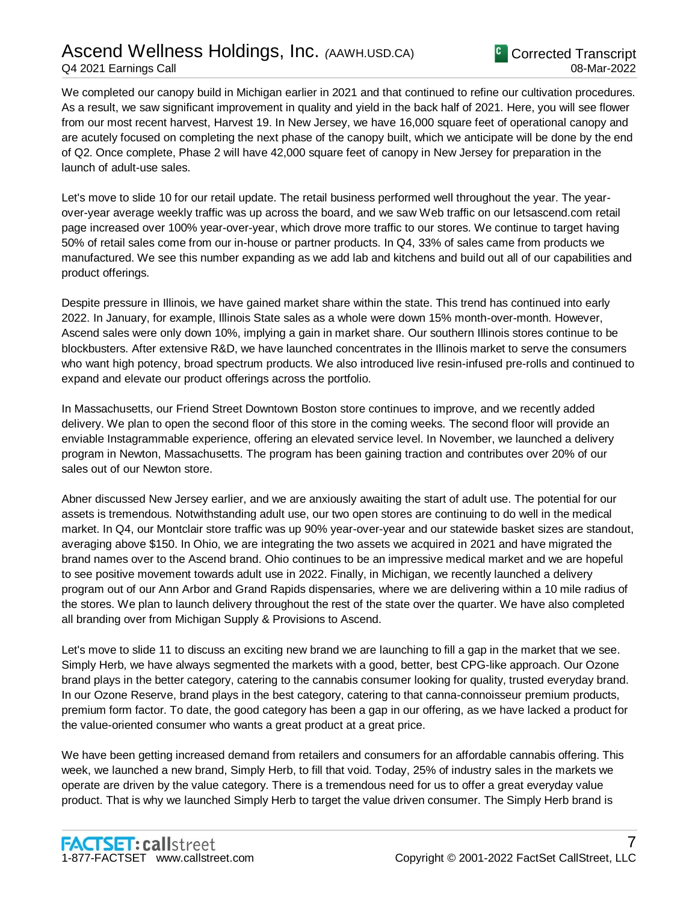We completed our canopy build in Michigan earlier in 2021 and that continued to refine our cultivation procedures. As a result, we saw significant improvement in quality and yield in the back half of 2021. Here, you will see flower from our most recent harvest, Harvest 19. In New Jersey, we have 16,000 square feet of operational canopy and are acutely focused on completing the next phase of the canopy built, which we anticipate will be done by the end of Q2. Once complete, Phase 2 will have 42,000 square feet of canopy in New Jersey for preparation in the launch of adult-use sales.

Let's move to slide 10 for our retail update. The retail business performed well throughout the year. The year-over-year average weekly traffic was up across the board, and we saw Web traffic on our letsascend.com retail page increased over 100% year-over-year, which drove more traffic to our stores. We continue to target having 50% of retail sales come from our in-house or partner products. In Q4, 33% of sales came from products we manufactured. We see this number expanding as we add lab and kitchens and build out all of our capabilities and product offerings.

Despite pressure in Illinois, we have gained market share within the state. This trend has continued into early 2022. In January, for example, Illinois State sales as a whole were down 15% month-over-month. However, Ascend sales were only down 10%, implying a gain in market share. Our southern Illinois stores continue to be blockbusters. After extensive R&D, we have launched concentrates in the Illinois market to serve the consumers who want high potency, broad spectrum products. We also introduced live resin-infused pre-rolls and continued to expand and elevate our product offerings across the portfolio.

In Massachusetts, our Friend Street Downtown Boston store continues to improve, and we recently added delivery. We plan to open the second floor of this store in the coming weeks. The second floor will provide an enviable Instagrammable experience, offering an elevated service level. In November, we launched a delivery program in Newton, Massachusetts. The program has been gaining traction and contributes over 20% of our sales out of our Newton store.

Abner discussed New Jersey earlier, and we are anxiously awaiting the start of adult use. The potential for our assets is tremendous. Notwithstanding adult use, our two open stores are continuing to do well in the medical market. In Q4, our Montclair store traffic was up 90% year-over-year and our statewide basket sizes are standout, averaging above $150. In Ohio, we are integrating the two assets we acquired in 2021 and have migrated the brand names over to the Ascend brand. Ohio continues to be an impressive medical market and we are hopeful to see positive movement towards adult use in 2022. Finally, in Michigan, we recently launched a delivery program out of our Ann Arbor and Grand Rapids dispensaries, where we are delivering within a 10 mile radius of the stores. We plan to launch delivery throughout the rest of the state over the quarter. We have also completed all branding over from Michigan Supply & Provisions to Ascend.

Let's move to slide 11 to discuss an exciting new brand we are launching to fill a gap in the market that we see. Simply Herb, we have always segmented the markets with a good, better, best CPG-like approach. Our Ozone brand plays in the better category, catering to the cannabis consumer looking for quality, trusted everyday brand. In our Ozone Reserve, brand plays in the best category, catering to that canna-connoisseur premium products, premium form factor. To date, the good category has been a gap in our offering, as we have lacked a product for the value-oriented consumer who wants a great product at a great price.

We have been getting increased demand from retailers and consumers for an affordable cannabis offering. This week, we launched a new brand, Simply Herb, to fill that void. Today, 25% of industry sales in the markets we operate are driven by the value category. There is a tremendous need for us to offer a great everyday value product. That is why we launched Simply Herb to target the value driven consumer. The Simply Herb brand is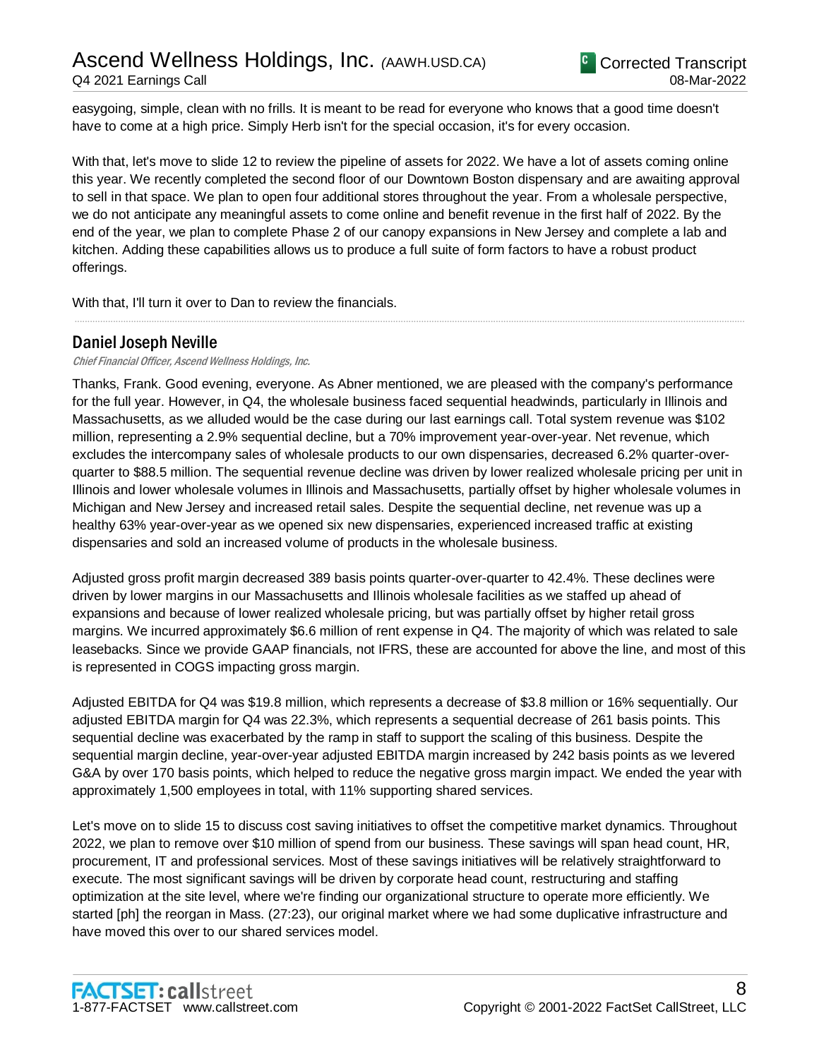easygoing, simple, clean with no frills. It is meant to be read for everyone who knows that a good time doesn't have to come at a high price. Simply Herb isn't for the special occasion, it's for every occasion.

With that, let's move to slide 12 to review the pipeline of assets for 2022. We have a lot of assets coming online this year. We recently completed the second floor of our Downtown Boston dispensary and are awaiting approval to sell in that space. We plan to open four additional stores throughout the year. From a wholesale perspective, we do not anticipate any meaningful assets to come online and benefit revenue in the first half of 2022. By the end of the year, we plan to complete Phase 2 of our canopy expansions in New Jersey and complete a lab and kitchen. Adding these capabilities allows us to produce a full suite of form factors to have a robust product offerings.

With that, I'll turn it over to Dan to review the financials.

---

## Daniel Joseph Neville

*Chief Financial Officer, Ascend Wellness Holdings, Inc.*

Thanks, Frank. Good evening, everyone. As Abner mentioned, we are pleased with the company's performance for the full year. However, in Q4, the wholesale business faced sequential headwinds, particularly in Illinois and Massachusetts, as we alluded would be the case during our last earnings call. Total system revenue was $102 million, representing a 2.9% sequential decline, but a 70% improvement year-over-year. Net revenue, which excludes the intercompany sales of wholesale products to our own dispensaries, decreased 6.2% quarter-over-quarter to $88.5 million. The sequential revenue decline was driven by lower realized wholesale pricing per unit in Illinois and lower wholesale volumes in Illinois and Massachusetts, partially offset by higher wholesale volumes in Michigan and New Jersey and increased retail sales. Despite the sequential decline, net revenue was up a healthy 63% year-over-year as we opened six new dispensaries, experienced increased traffic at existing dispensaries and sold an increased volume of products in the wholesale business.

Adjusted gross profit margin decreased 389 basis points quarter-over-quarter to 42.4%. These declines were driven by lower margins in our Massachusetts and Illinois wholesale facilities as we staffed up ahead of expansions and because of lower realized wholesale pricing, but was partially offset by higher retail gross margins. We incurred approximately $6.6 million of rent expense in Q4. The majority of which was related to sale leasebacks. Since we provide GAAP financials, not IFRS, these are accounted for above the line, and most of this is represented in COGS impacting gross margin.

Adjusted EBITDA for Q4 was $19.8 million, which represents a decrease of $3.8 million or 16% sequentially. Our adjusted EBITDA margin for Q4 was 22.3%, which represents a sequential decrease of 261 basis points. This sequential decline was exacerbated by the ramp in staff to support the scaling of this business. Despite the sequential margin decline, year-over-year adjusted EBITDA margin increased by 242 basis points as we levered G&A by over 170 basis points, which helped to reduce the negative gross margin impact. We ended the year with approximately 1,500 employees in total, with 11% supporting shared services.

Let's move on to slide 15 to discuss cost saving initiatives to offset the competitive market dynamics. Throughout 2022, we plan to remove over $10 million of spend from our business. These savings will span head count, HR, procurement, IT and professional services. Most of these savings initiatives will be relatively straightforward to execute. The most significant savings will be driven by corporate head count, restructuring and staffing optimization at the site level, where we're finding our organizational structure to operate more efficiently. We started [ph] the reorgan in Mass. (27:23), our original market where we had some duplicative infrastructure and have moved this over to our shared services model.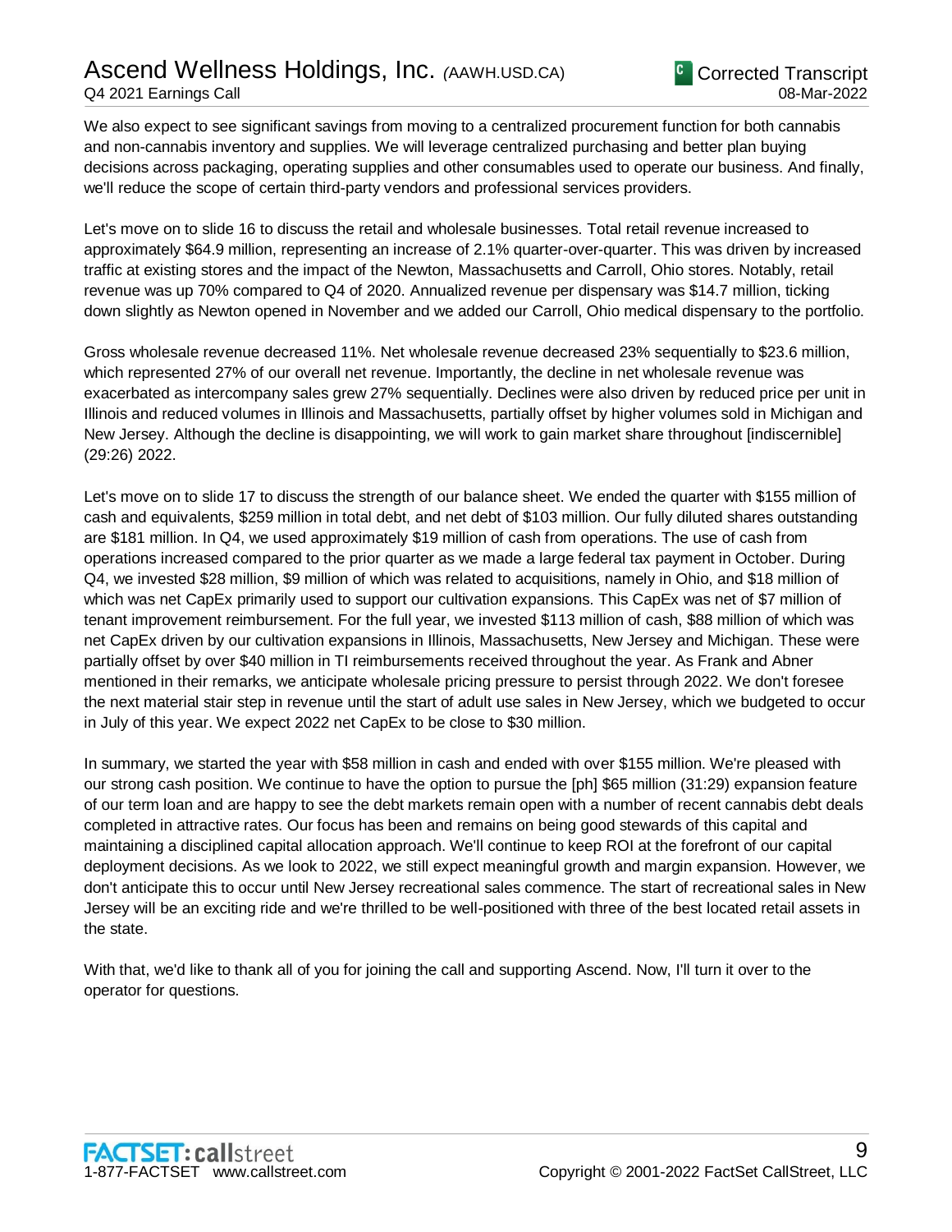We also expect to see significant savings from moving to a centralized procurement function for both cannabis and non-cannabis inventory and supplies. We will leverage centralized purchasing and better plan buying decisions across packaging, operating supplies and other consumables used to operate our business. And finally, we'll reduce the scope of certain third-party vendors and professional services providers.

Let's move on to slide 16 to discuss the retail and wholesale businesses. Total retail revenue increased to approximately $64.9 million, representing an increase of 2.1% quarter-over-quarter. This was driven by increased traffic at existing stores and the impact of the Newton, Massachusetts and Carroll, Ohio stores. Notably, retail revenue was up 70% compared to Q4 of 2020. Annualized revenue per dispensary was $14.7 million, ticking down slightly as Newton opened in November and we added our Carroll, Ohio medical dispensary to the portfolio.

Gross wholesale revenue decreased 11%. Net wholesale revenue decreased 23% sequentially to $23.6 million, which represented 27% of our overall net revenue. Importantly, the decline in net wholesale revenue was exacerbated as intercompany sales grew 27% sequentially. Declines were also driven by reduced price per unit in Illinois and reduced volumes in Illinois and Massachusetts, partially offset by higher volumes sold in Michigan and New Jersey. Although the decline is disappointing, we will work to gain market share throughout [indiscernible] (29:26) 2022.

Let's move on to slide 17 to discuss the strength of our balance sheet. We ended the quarter with $155 million of cash and equivalents, $259 million in total debt, and net debt of $103 million. Our fully diluted shares outstanding are $181 million. In Q4, we used approximately $19 million of cash from operations. The use of cash from operations increased compared to the prior quarter as we made a large federal tax payment in October. During Q4, we invested $28 million, $9 million of which was related to acquisitions, namely in Ohio, and $18 million of which was net CapEx primarily used to support our cultivation expansions. This CapEx was net of $7 million of tenant improvement reimbursement. For the full year, we invested $113 million of cash, $88 million of which was net CapEx driven by our cultivation expansions in Illinois, Massachusetts, New Jersey and Michigan. These were partially offset by over $40 million in TI reimbursements received throughout the year. As Frank and Abner mentioned in their remarks, we anticipate wholesale pricing pressure to persist through 2022. We don't foresee the next material stair step in revenue until the start of adult use sales in New Jersey, which we budgeted to occur in July of this year. We expect 2022 net CapEx to be close to $30 million.

In summary, we started the year with $58 million in cash and ended with over $155 million. We're pleased with our strong cash position. We continue to have the option to pursue the [ph] $65 million (31:29) expansion feature of our term loan and are happy to see the debt markets remain open with a number of recent cannabis debt deals completed in attractive rates. Our focus has been and remains on being good stewards of this capital and maintaining a disciplined capital allocation approach. We'll continue to keep ROI at the forefront of our capital deployment decisions. As we look to 2022, we still expect meaningful growth and margin expansion. However, we don't anticipate this to occur until New Jersey recreational sales commence. The start of recreational sales in New Jersey will be an exciting ride and we're thrilled to be well-positioned with three of the best located retail assets in the state.

With that, we'd like to thank all of you for joining the call and supporting Ascend. Now, I'll turn it over to the operator for questions.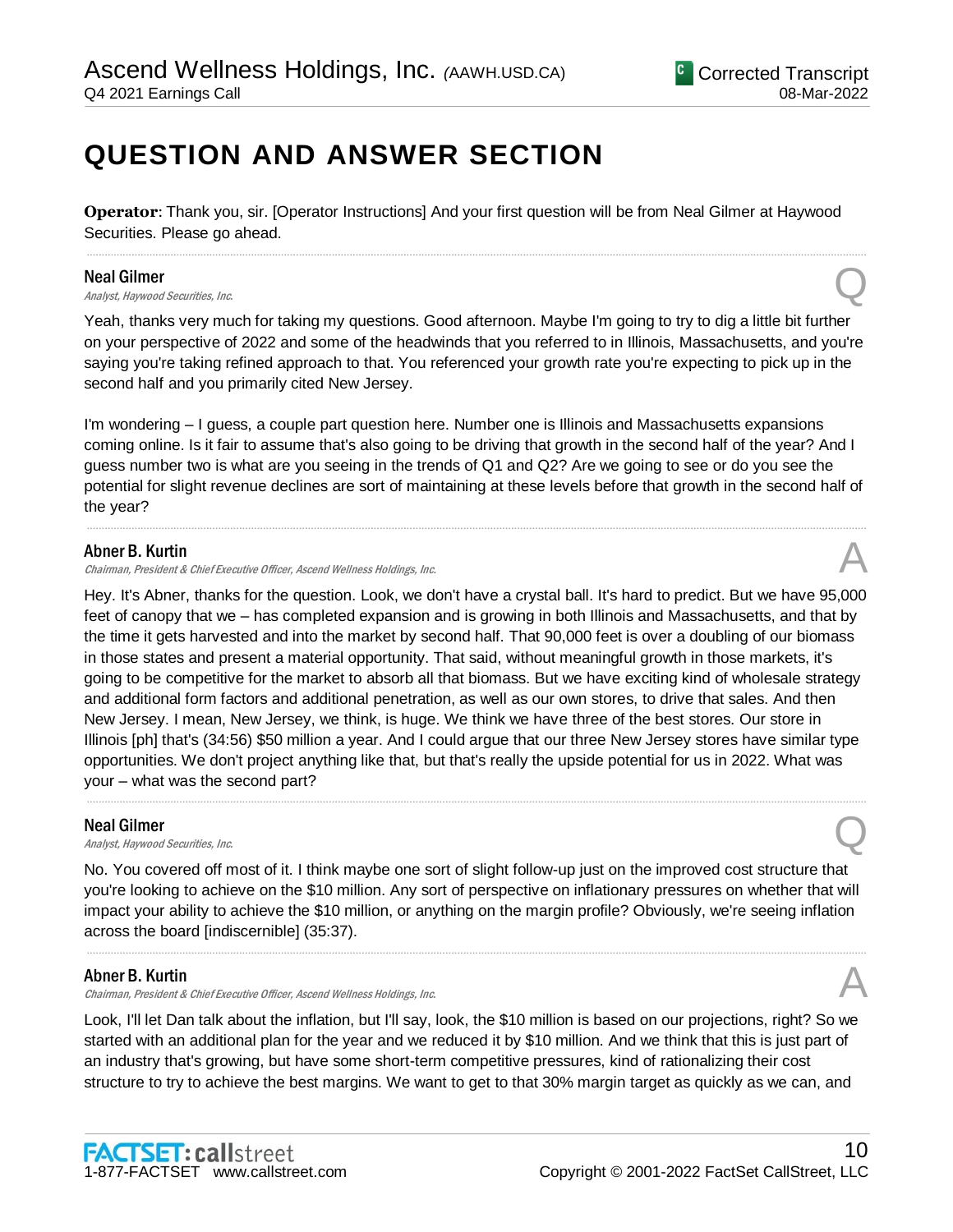# QUESTION AND ANSWER SECTION

**Operator**: Thank you, sir. [Operator Instructions] And your first question will be from Neal Gilmer at Haywood Securities. Please go ahead.

---

**Neal Gilmer**
*Analyst, Haywood Securities, Inc.* **Q**

Yeah, thanks very much for taking my questions. Good afternoon. Maybe I'm going to try to dig a little bit further on your perspective of 2022 and some of the headwinds that you referred to in Illinois, Massachusetts, and you're saying you're taking refined approach to that. You referenced your growth rate you're expecting to pick up in the second half and you primarily cited New Jersey.

I'm wondering – I guess, a couple part question here. Number one is Illinois and Massachusetts expansions coming online. Is it fair to assume that's also going to be driving that growth in the second half of the year? And I guess number two is what are you seeing in the trends of Q1 and Q2? Are we going to see or do you see the potential for slight revenue declines are sort of maintaining at these levels before that growth in the second half of the year?

---

**Abner B. Kurtin**
*Chairman, President & Chief Executive Officer, Ascend Wellness Holdings, Inc.* **A**

Hey. It's Abner, thanks for the question. Look, we don't have a crystal ball. It's hard to predict. But we have 95,000 feet of canopy that we – has completed expansion and is growing in both Illinois and Massachusetts, and that by the time it gets harvested and into the market by second half. That 90,000 feet is over a doubling of our biomass in those states and present a material opportunity. That said, without meaningful growth in those markets, it's going to be competitive for the market to absorb all that biomass. But we have exciting kind of wholesale strategy and additional form factors and additional penetration, as well as our own stores, to drive that sales. And then New Jersey. I mean, New Jersey, we think, is huge. We think we have three of the best stores. Our store in Illinois [ph] that's (34:56) $50 million a year. And I could argue that our three New Jersey stores have similar type opportunities. We don't project anything like that, but that's really the upside potential for us in 2022. What was your – what was the second part?

---

**Neal Gilmer**
*Analyst, Haywood Securities, Inc.* **Q**

No. You covered off most of it. I think maybe one sort of slight follow-up just on the improved cost structure that you're looking to achieve on the $10 million. Any sort of perspective on inflationary pressures on whether that will impact your ability to achieve the $10 million, or anything on the margin profile? Obviously, we're seeing inflation across the board [indiscernible] (35:37).

---

**Abner B. Kurtin**
*Chairman, President & Chief Executive Officer, Ascend Wellness Holdings, Inc.* **A**

Look, I'll let Dan talk about the inflation, but I'll say, look, the $10 million is based on our projections, right? So we started with an additional plan for the year and we reduced it by $10 million. And we think that this is just part of an industry that's growing, but have some short-term competitive pressures, kind of rationalizing their cost structure to try to achieve the best margins. We want to get to that 30% margin target as quickly as we can, and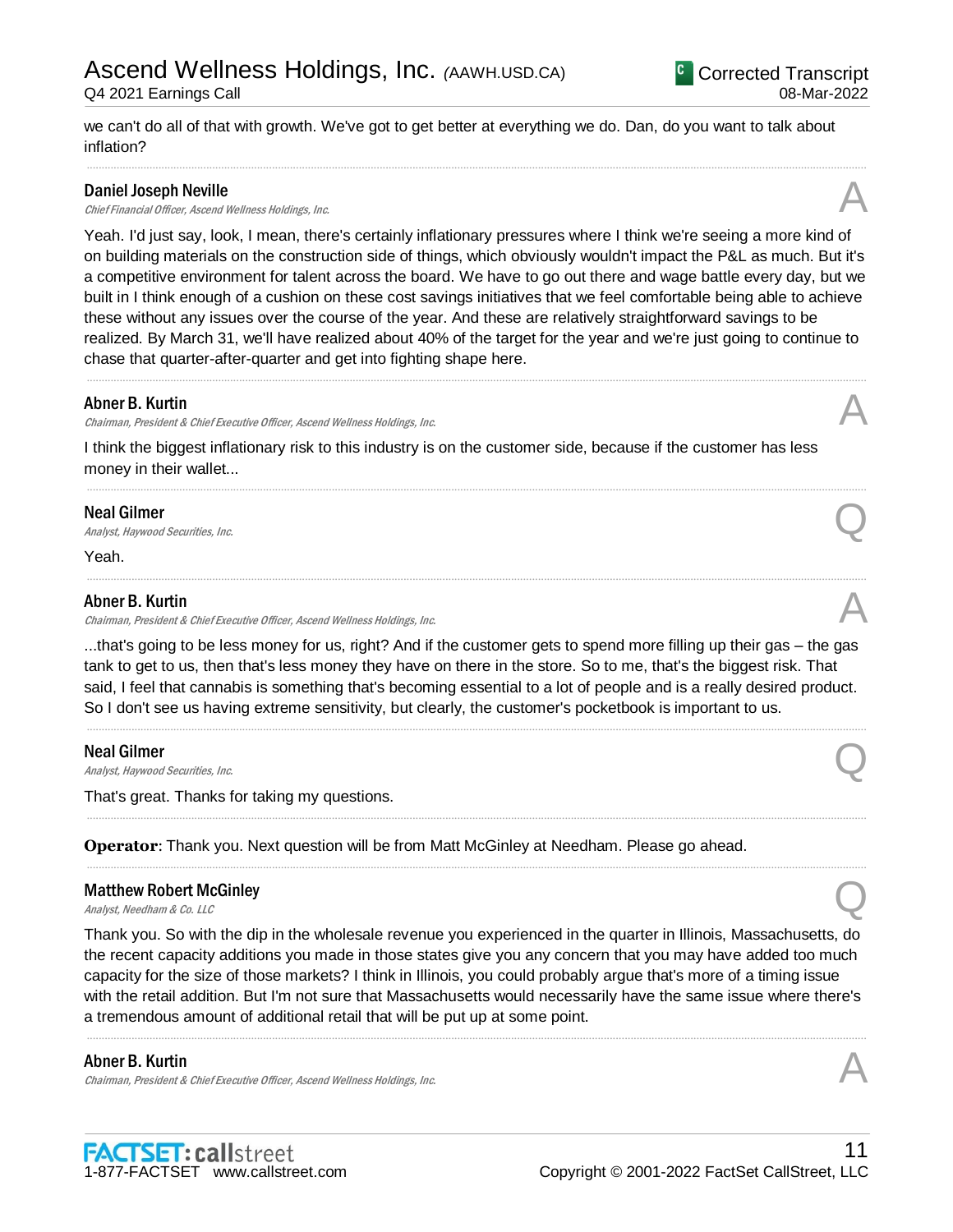we can't do all of that with growth. We've got to get better at everything we do. Dan, do you want to talk about inflation?

---

**Daniel Joseph Neville**
*Chief Financial Officer, Ascend Wellness Holdings, Inc.* **A**

Yeah. I'd just say, look, I mean, there's certainly inflationary pressures where I think we're seeing a more kind of on building materials on the construction side of things, which obviously wouldn't impact the P&L as much. But it's a competitive environment for talent across the board. We have to go out there and wage battle every day, but we built in I think enough of a cushion on these cost savings initiatives that we feel comfortable being able to achieve these without any issues over the course of the year. And these are relatively straightforward savings to be realized. By March 31, we'll have realized about 40% of the target for the year and we're just going to continue to chase that quarter-after-quarter and get into fighting shape here.

---

**Abner B. Kurtin**
*Chairman, President & Chief Executive Officer, Ascend Wellness Holdings, Inc.* **A**

I think the biggest inflationary risk to this industry is on the customer side, because if the customer has less money in their wallet...

---

**Neal Gilmer**
*Analyst, Haywood Securities, Inc.* **Q**

Yeah.

---

**Abner B. Kurtin**
*Chairman, President & Chief Executive Officer, Ascend Wellness Holdings, Inc.* **A**

...that's going to be less money for us, right? And if the customer gets to spend more filling up their gas – the gas tank to get to us, then that's less money they have on there in the store. So to me, that's the biggest risk. That said, I feel that cannabis is something that's becoming essential to a lot of people and is a really desired product. So I don't see us having extreme sensitivity, but clearly, the customer's pocketbook is important to us.

---

**Neal Gilmer**
*Analyst, Haywood Securities, Inc.* **Q**

That's great. Thanks for taking my questions.

---

**Operator**: Thank you. Next question will be from Matt McGinley at Needham. Please go ahead.

---

**Matthew Robert McGinley**
*Analyst, Needham & Co. LLC* **Q**

Thank you. So with the dip in the wholesale revenue you experienced in the quarter in Illinois, Massachusetts, do the recent capacity additions you made in those states give you any concern that you may have added too much capacity for the size of those markets? I think in Illinois, you could probably argue that's more of a timing issue with the retail addition. But I'm not sure that Massachusetts would necessarily have the same issue where there's a tremendous amount of additional retail that will be put up at some point.

---

**Abner B. Kurtin**
*Chairman, President & Chief Executive Officer, Ascend Wellness Holdings, Inc.* **A**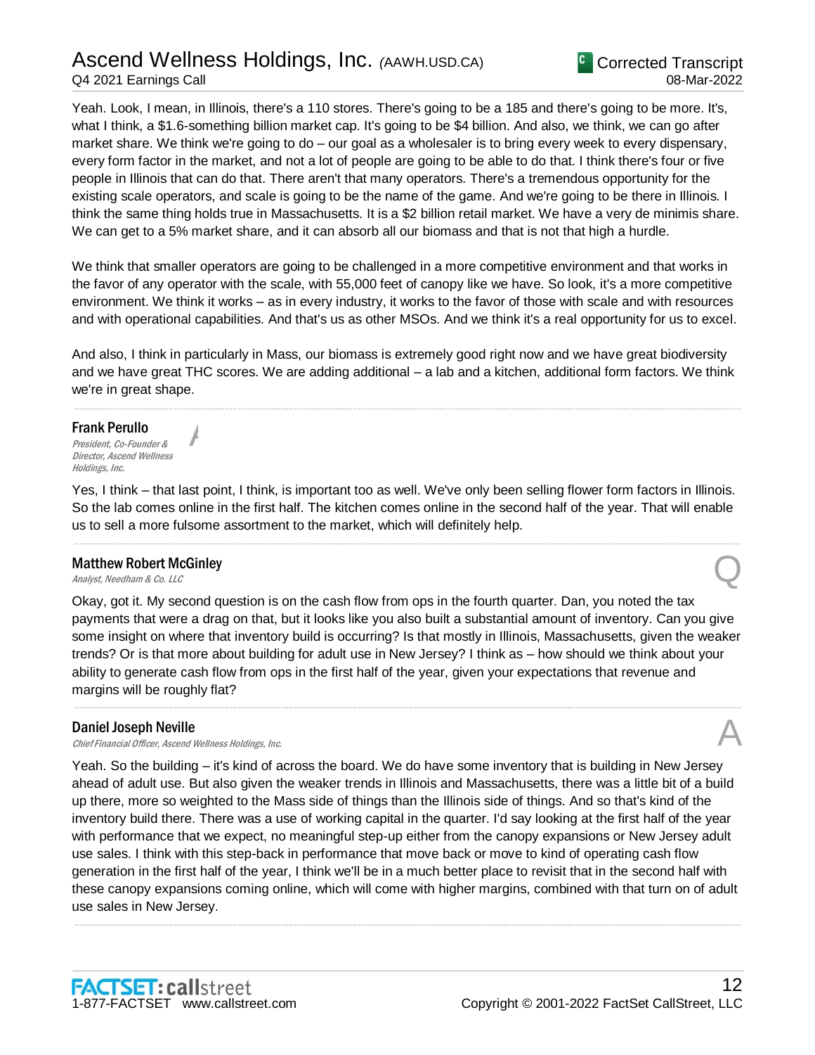Yeah. Look, I mean, in Illinois, there's a 110 stores. There's going to be a 185 and there's going to be more. It's, what I think, a $1.6-something billion market cap. It's going to be $4 billion. And also, we think, we can go after market share. We think we're going to do – our goal as a wholesaler is to bring every week to every dispensary, every form factor in the market, and not a lot of people are going to be able to do that. I think there's four or five people in Illinois that can do that. There aren't that many operators. There's a tremendous opportunity for the existing scale operators, and scale is going to be the name of the game. And we're going to be there in Illinois. I think the same thing holds true in Massachusetts. It is a $2 billion retail market. We have a very de minimis share. We can get to a 5% market share, and it can absorb all our biomass and that is not that high a hurdle.

We think that smaller operators are going to be challenged in a more competitive environment and that works in the favor of any operator with the scale, with 55,000 feet of canopy like we have. So look, it's a more competitive environment. We think it works – as in every industry, it works to the favor of those with scale and with resources and with operational capabilities. And that's us as other MSOs. And we think it's a real opportunity for us to excel.

And also, I think in particularly in Mass, our biomass is extremely good right now and we have great biodiversity and we have great THC scores. We are adding additional – a lab and a kitchen, additional form factors. We think we're in great shape.

---

**Frank Perullo** — A
*President, Co-Founder & Director, Ascend Wellness Holdings, Inc.*

Yes, I think – that last point, I think, is important too as well. We've only been selling flower form factors in Illinois. So the lab comes online in the first half. The kitchen comes online in the second half of the year. That will enable us to sell a more fulsome assortment to the market, which will definitely help.

---

**Matthew Robert McGinley** — Q
*Analyst, Needham & Co. LLC*

Okay, got it. My second question is on the cash flow from ops in the fourth quarter. Dan, you noted the tax payments that were a drag on that, but it looks like you also built a substantial amount of inventory. Can you give some insight on where that inventory build is occurring? Is that mostly in Illinois, Massachusetts, given the weaker trends? Or is that more about building for adult use in New Jersey? I think as – how should we think about your ability to generate cash flow from ops in the first half of the year, given your expectations that revenue and margins will be roughly flat?

---

**Daniel Joseph Neville** — A
*Chief Financial Officer, Ascend Wellness Holdings, Inc.*

Yeah. So the building – it's kind of across the board. We do have some inventory that is building in New Jersey ahead of adult use. But also given the weaker trends in Illinois and Massachusetts, there was a little bit of a build up there, more so weighted to the Mass side of things than the Illinois side of things. And so that's kind of the inventory build there. There was a use of working capital in the quarter. I'd say looking at the first half of the year with performance that we expect, no meaningful step-up either from the canopy expansions or New Jersey adult use sales. I think with this step-back in performance that move back or move to kind of operating cash flow generation in the first half of the year, I think we'll be in a much better place to revisit that in the second half with these canopy expansions coming online, which will come with higher margins, combined with that turn on of adult use sales in New Jersey.

---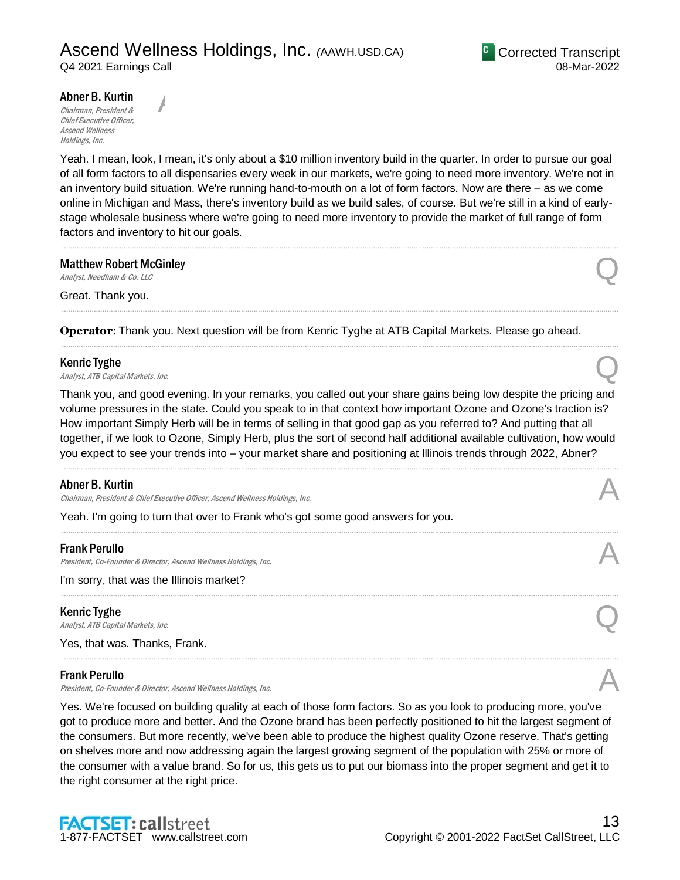**Abner B. Kurtin**
*Chairman, President & Chief Executive Officer, Ascend Wellness Holdings, Inc.*

A

Yeah. I mean, look, I mean, it's only about a $10 million inventory build in the quarter. In order to pursue our goal of all form factors to all dispensaries every week in our markets, we're going to need more inventory. We're not in an inventory build situation. We're running hand-to-mouth on a lot of form factors. Now are there – as we come online in Michigan and Mass, there's inventory build as we build sales, of course. But we're still in a kind of early-stage wholesale business where we're going to need more inventory to provide the market of full range of form factors and inventory to hit our goals.

---

**Matthew Robert McGinley**
*Analyst, Needham & Co. LLC*

Q

Great. Thank you.

---

**Operator**: Thank you. Next question will be from Kenric Tyghe at ATB Capital Markets. Please go ahead.

---

**Kenric Tyghe**
*Analyst, ATB Capital Markets, Inc.*

Q

Thank you, and good evening. In your remarks, you called out your share gains being low despite the pricing and volume pressures in the state. Could you speak to in that context how important Ozone and Ozone's traction is? How important Simply Herb will be in terms of selling in that good gap as you referred to? And putting that all together, if we look to Ozone, Simply Herb, plus the sort of second half additional available cultivation, how would you expect to see your trends into – your market share and positioning at Illinois trends through 2022, Abner?

---

**Abner B. Kurtin**
*Chairman, President & Chief Executive Officer, Ascend Wellness Holdings, Inc.*

A

Yeah. I'm going to turn that over to Frank who's got some good answers for you.

---

**Frank Perullo**
*President, Co-Founder & Director, Ascend Wellness Holdings, Inc.*

A

I'm sorry, that was the Illinois market?

---

**Kenric Tyghe**
*Analyst, ATB Capital Markets, Inc.*

Q

Yes, that was. Thanks, Frank.

---

**Frank Perullo**
*President, Co-Founder & Director, Ascend Wellness Holdings, Inc.*

A

Yes. We're focused on building quality at each of those form factors. So as you look to producing more, you've got to produce more and better. And the Ozone brand has been perfectly positioned to hit the largest segment of the consumers. But more recently, we've been able to produce the highest quality Ozone reserve. That's getting on shelves more and now addressing again the largest growing segment of the population with 25% or more of the consumer with a value brand. So for us, this gets us to put our biomass into the proper segment and get it to the right consumer at the right price.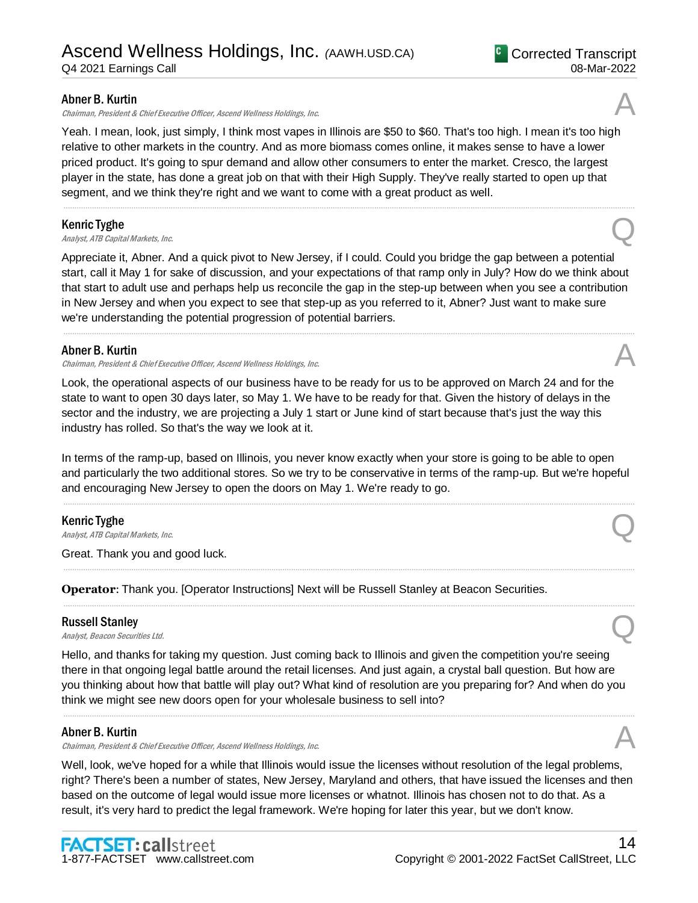**Abner B. Kurtin**
*Chairman, President & Chief Executive Officer, Ascend Wellness Holdings, Inc.* **A**

Yeah. I mean, look, just simply, I think most vapes in Illinois are $50 to $60. That's too high. I mean it's too high relative to other markets in the country. And as more biomass comes online, it makes sense to have a lower priced product. It's going to spur demand and allow other consumers to enter the market. Cresco, the largest player in the state, has done a great job on that with their High Supply. They've really started to open up that segment, and we think they're right and we want to come with a great product as well.

---

**Kenric Tyghe**
*Analyst, ATB Capital Markets, Inc.* **Q**

Appreciate it, Abner. And a quick pivot to New Jersey, if I could. Could you bridge the gap between a potential start, call it May 1 for sake of discussion, and your expectations of that ramp only in July? How do we think about that start to adult use and perhaps help us reconcile the gap in the step-up between when you see a contribution in New Jersey and when you expect to see that step-up as you referred to it, Abner? Just want to make sure we're understanding the potential progression of potential barriers.

---

**Abner B. Kurtin**
*Chairman, President & Chief Executive Officer, Ascend Wellness Holdings, Inc.* **A**

Look, the operational aspects of our business have to be ready for us to be approved on March 24 and for the state to want to open 30 days later, so May 1. We have to be ready for that. Given the history of delays in the sector and the industry, we are projecting a July 1 start or June kind of start because that's just the way this industry has rolled. So that's the way we look at it.

In terms of the ramp-up, based on Illinois, you never know exactly when your store is going to be able to open and particularly the two additional stores. So we try to be conservative in terms of the ramp-up. But we're hopeful and encouraging New Jersey to open the doors on May 1. We're ready to go.

---

**Kenric Tyghe**
*Analyst, ATB Capital Markets, Inc.* **Q**

Great. Thank you and good luck.

---

**Operator**: Thank you. [Operator Instructions] Next will be Russell Stanley at Beacon Securities.

---

**Russell Stanley**
*Analyst, Beacon Securities Ltd.* **Q**

Hello, and thanks for taking my question. Just coming back to Illinois and given the competition you're seeing there in that ongoing legal battle around the retail licenses. And just again, a crystal ball question. But how are you thinking about how that battle will play out? What kind of resolution are you preparing for? And when do you think we might see new doors open for your wholesale business to sell into?

---

**Abner B. Kurtin**
*Chairman, President & Chief Executive Officer, Ascend Wellness Holdings, Inc.* **A**

Well, look, we've hoped for a while that Illinois would issue the licenses without resolution of the legal problems, right? There's been a number of states, New Jersey, Maryland and others, that have issued the licenses and then based on the outcome of legal would issue more licenses or whatnot. Illinois has chosen not to do that. As a result, it's very hard to predict the legal framework. We're hoping for later this year, but we don't know.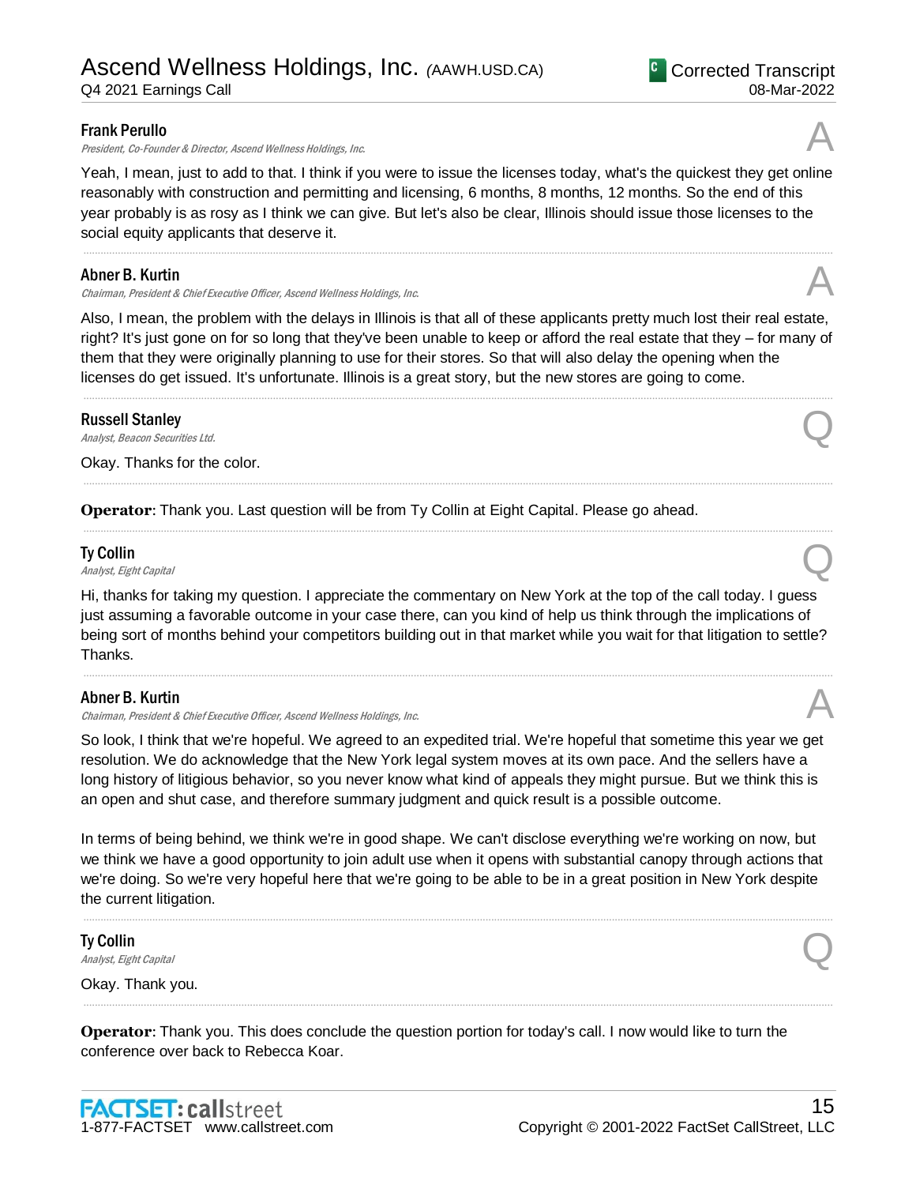**Frank Perullo**
*President, Co-Founder & Director, Ascend Wellness Holdings, Inc.*

A

Yeah, I mean, just to add to that. I think if you were to issue the licenses today, what's the quickest they get online reasonably with construction and permitting and licensing, 6 months, 8 months, 12 months. So the end of this year probably is as rosy as I think we can give. But let's also be clear, Illinois should issue those licenses to the social equity applicants that deserve it.

---

**Abner B. Kurtin**
*Chairman, President & Chief Executive Officer, Ascend Wellness Holdings, Inc.*

A

Also, I mean, the problem with the delays in Illinois is that all of these applicants pretty much lost their real estate, right? It's just gone on for so long that they've been unable to keep or afford the real estate that they – for many of them that they were originally planning to use for their stores. So that will also delay the opening when the licenses do get issued. It's unfortunate. Illinois is a great story, but the new stores are going to come.

---

**Russell Stanley**
*Analyst, Beacon Securities Ltd.*

Q

Okay. Thanks for the color.

---

**Operator**: Thank you. Last question will be from Ty Collin at Eight Capital. Please go ahead.

---

**Ty Collin**
*Analyst, Eight Capital*

Q

Hi, thanks for taking my question. I appreciate the commentary on New York at the top of the call today. I guess just assuming a favorable outcome in your case there, can you kind of help us think through the implications of being sort of months behind your competitors building out in that market while you wait for that litigation to settle? Thanks.

---

**Abner B. Kurtin**
*Chairman, President & Chief Executive Officer, Ascend Wellness Holdings, Inc.*

A

So look, I think that we're hopeful. We agreed to an expedited trial. We're hopeful that sometime this year we get resolution. We do acknowledge that the New York legal system moves at its own pace. And the sellers have a long history of litigious behavior, so you never know what kind of appeals they might pursue. But we think this is an open and shut case, and therefore summary judgment and quick result is a possible outcome.

In terms of being behind, we think we're in good shape. We can't disclose everything we're working on now, but we think we have a good opportunity to join adult use when it opens with substantial canopy through actions that we're doing. So we're very hopeful here that we're going to be able to be in a great position in New York despite the current litigation.

---

**Ty Collin**
*Analyst, Eight Capital*

Q

Okay. Thank you.

---

**Operator**: Thank you. This does conclude the question portion for today's call. I now would like to turn the conference over back to Rebecca Koar.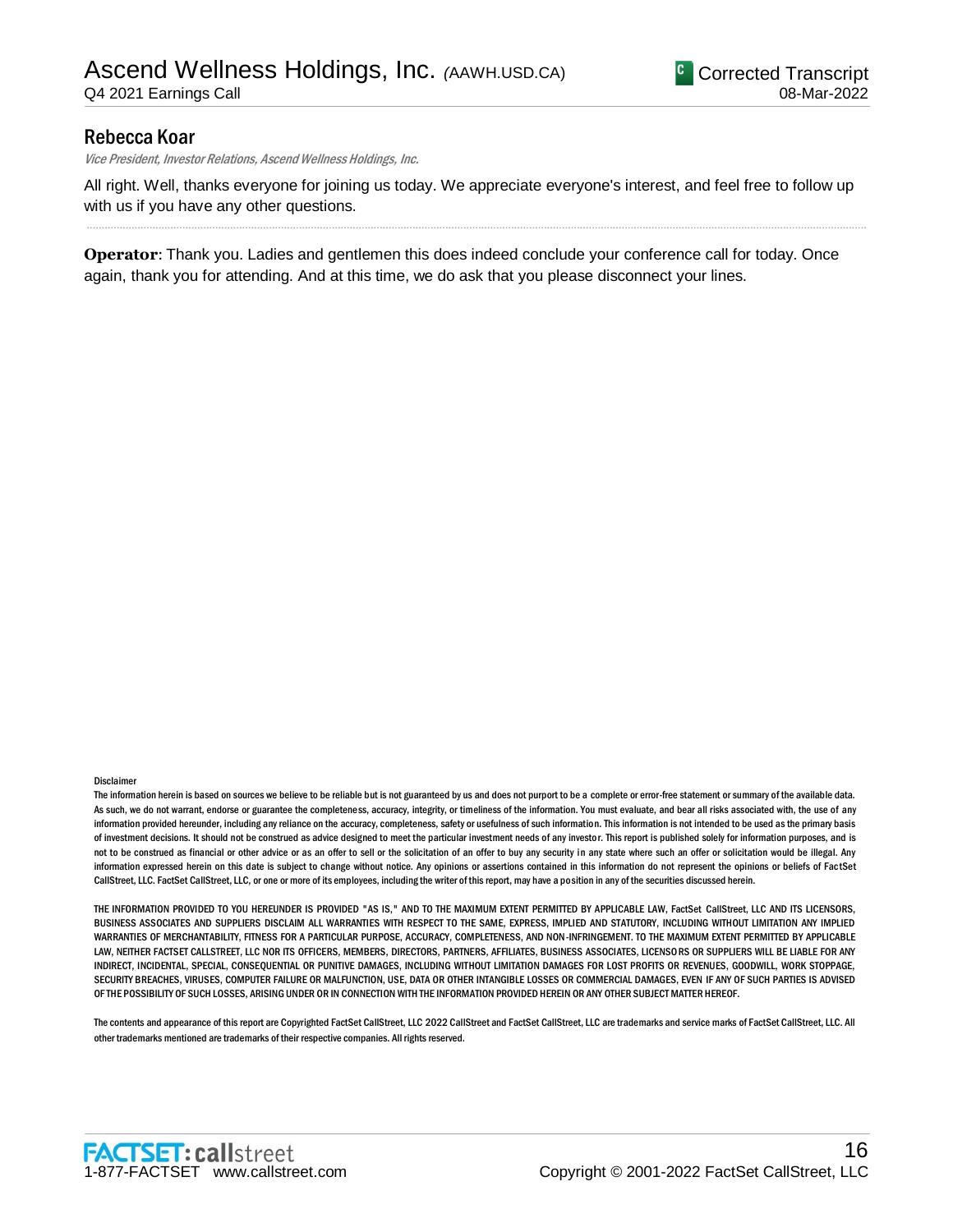## Rebecca Koar

*Vice President, Investor Relations, Ascend Wellness Holdings, Inc.*

All right. Well, thanks everyone for joining us today. We appreciate everyone's interest, and feel free to follow up with us if you have any other questions.

---

**Operator**: Thank you. Ladies and gentlemen this does indeed conclude your conference call for today. Once again, thank you for attending. And at this time, we do ask that you please disconnect your lines.

Disclaimer

The information herein is based on sources we believe to be reliable but is not guaranteed by us and does not purport to be a complete or error-free statement or summary of the available data. As such, we do not warrant, endorse or guarantee the completeness, accuracy, integrity, or timeliness of the information. You must evaluate, and bear all risks associated with, the use of any information provided hereunder, including any reliance on the accuracy, completeness, safety or usefulness of such information. This information is not intended to be used as the primary basis of investment decisions. It should not be construed as advice designed to meet the particular investment needs of any investor. This report is published solely for information purposes, and is not to be construed as financial or other advice or as an offer to sell or the solicitation of an offer to buy any security in any state where such an offer or solicitation would be illegal. Any information expressed herein on this date is subject to change without notice. Any opinions or assertions contained in this information do not represent the opinions or beliefs of FactSet CallStreet, LLC. FactSet CallStreet, LLC, or one or more of its employees, including the writer of this report, may have a position in any of the securities discussed herein.

THE INFORMATION PROVIDED TO YOU HEREUNDER IS PROVIDED "AS IS," AND TO THE MAXIMUM EXTENT PERMITTED BY APPLICABLE LAW, FactSet CallStreet, LLC AND ITS LICENSORS, BUSINESS ASSOCIATES AND SUPPLIERS DISCLAIM ALL WARRANTIES WITH RESPECT TO THE SAME, EXPRESS, IMPLIED AND STATUTORY, INCLUDING WITHOUT LIMITATION ANY IMPLIED WARRANTIES OF MERCHANTABILITY, FITNESS FOR A PARTICULAR PURPOSE, ACCURACY, COMPLETENESS, AND NON-INFRINGEMENT. TO THE MAXIMUM EXTENT PERMITTED BY APPLICABLE LAW, NEITHER FACTSET CALLSTREET, LLC NOR ITS OFFICERS, MEMBERS, DIRECTORS, PARTNERS, AFFILIATES, BUSINESS ASSOCIATES, LICENSORS OR SUPPLIERS WILL BE LIABLE FOR ANY INDIRECT, INCIDENTAL, SPECIAL, CONSEQUENTIAL OR PUNITIVE DAMAGES, INCLUDING WITHOUT LIMITATION DAMAGES FOR LOST PROFITS OR REVENUES, GOODWILL, WORK STOPPAGE, SECURITY BREACHES, VIRUSES, COMPUTER FAILURE OR MALFUNCTION, USE, DATA OR OTHER INTANGIBLE LOSSES OR COMMERCIAL DAMAGES, EVEN IF ANY OF SUCH PARTIES IS ADVISED OF THE POSSIBILITY OF SUCH LOSSES, ARISING UNDER OR IN CONNECTION WITH THE INFORMATION PROVIDED HEREIN OR ANY OTHER SUBJECT MATTER HEREOF.

The contents and appearance of this report are Copyrighted FactSet CallStreet, LLC 2022 CallStreet and FactSet CallStreet, LLC are trademarks and service marks of FactSet CallStreet, LLC. All other trademarks mentioned are trademarks of their respective companies. All rights reserved.